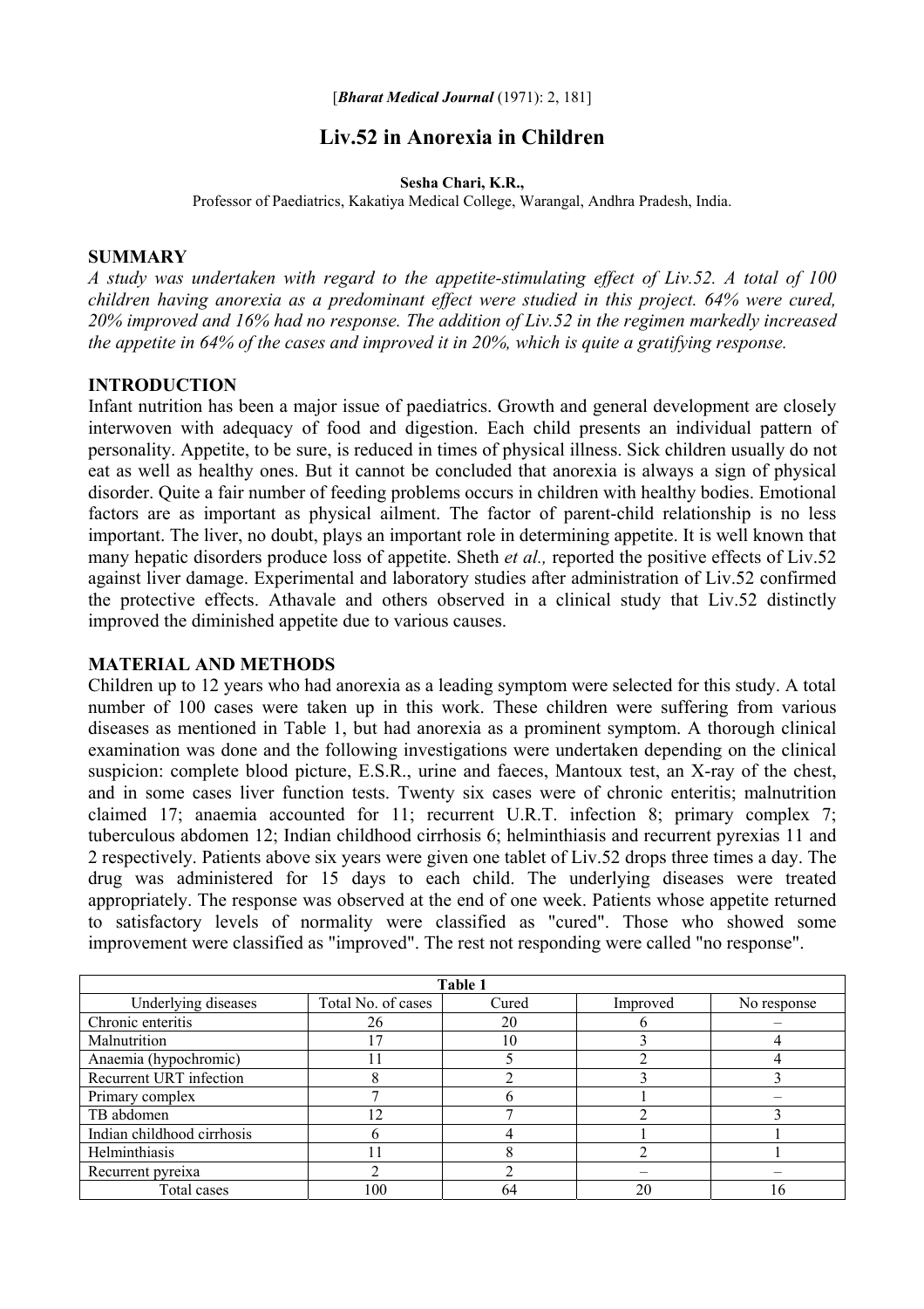[*Bharat Medical Journal* (1971): 2, 181]

# Liv.52 in Anorexia in Children

**Sesha Chari, K.R.,**

Professor of Paediatrics, Kakatiya Medical College, Warangal, Andhra Pradesh, India.

## SUMMARY

*A study was undertaken with regard to the appetite-stimulating effect of Liv.52. A total of 100 children having anorexia as a predominant effect were studied in this project. 64% were cured, 20% improved and 16% had no response. The addition of Liv.52 in the regimen markedly increased the appetite in 64% of the cases and improved it in 20%, which is quite a gratifying response.*

## INTRODUCTION

Infant nutrition has been a major issue of paediatrics. Growth and general development are closely interwoven with adequacy of food and digestion. Each child presents an individual pattern of personality. Appetite, to be sure, is reduced in times of physical illness. Sick children usually do not eat as well as healthy ones. But it cannot be concluded that anorexia is always a sign of physical disorder. Quite a fair number of feeding problems occurs in children with healthy bodies. Emotional factors are as important as physical ailment. The factor of parent-child relationship is no less important. The liver, no doubt, plays an important role in determining appetite. It is well known that many hepatic disorders produce loss of appetite. Sheth *et al.,* reported the positive effects of Liv.52 against liver damage. Experimental and laboratory studies after administration of Liv.52 confirmed the protective effects. Athavale and others observed in a clinical study that Liv.52 distinctly improved the diminished appetite due to various causes.

## MATERIAL AND METHODS

Children up to 12 years who had anorexia as a leading symptom were selected for this study. A total number of 100 cases were taken up in this work. These children were suffering from various diseases as mentioned in Table 1, but had anorexia as a prominent symptom. A thorough clinical examination was done and the following investigations were undertaken depending on the clinical suspicion: complete blood picture, E.S.R., urine and faeces, Mantoux test, an X-ray of the chest, and in some cases liver function tests. Twenty six cases were of chronic enteritis; malnutrition claimed 17; anaemia accounted for 11; recurrent U.R.T. infection 8; primary complex 7; tuberculous abdomen 12; Indian childhood cirrhosis 6; helminthiasis and recurrent pyrexias 11 and 2 respectively. Patients above six years were given one tablet of Liv.52 drops three times a day. The drug was administered for 15 days to each child. The underlying diseases were treated appropriately. The response was observed at the end of one week. Patients whose appetite returned to satisfactory levels of normality were classified as "cured". Those who showed some improvement were classified as "improved". The rest not responding were called "no response".

**Table 1**

| Underlying diseases | Total No. of cases | Cured | Improved | No response |
|---|---|---|---|---|
| Chronic enteritis | 26 | 20 | 6 | – |
| Malnutrition | 17 | 10 | 3 | 4 |
| Anaemia (hypochromic) | 11 | 5 | 2 | 4 |
| Recurrent URT infection | 8 | 2 | 3 | 3 |
| Primary complex | 7 | 6 | 1 | – |
| TB abdomen | 12 | 7 | 2 | 3 |
| Indian childhood cirrhosis | 6 | 4 | 1 | 1 |
| Helminthiasis | 11 | 8 | 2 | 1 |
| Recurrent pyreixa | 2 | 2 | – | – |
| Total cases | 100 | 64 | 20 | 16 |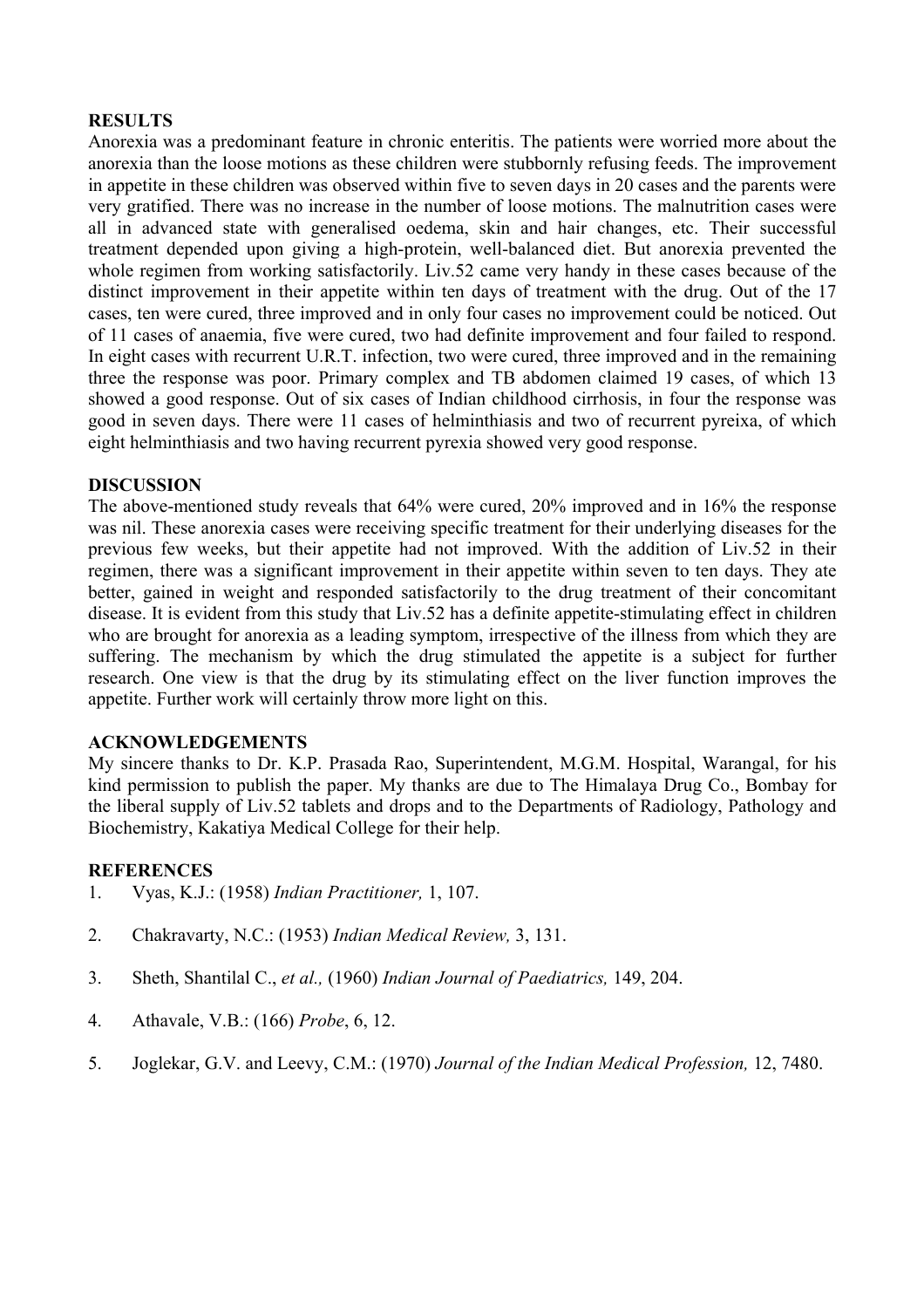## RESULTS

Anorexia was a predominant feature in chronic enteritis. The patients were worried more about the anorexia than the loose motions as these children were stubbornly refusing feeds. The improvement in appetite in these children was observed within five to seven days in 20 cases and the parents were very gratified. There was no increase in the number of loose motions. The malnutrition cases were all in advanced state with generalised oedema, skin and hair changes, etc. Their successful treatment depended upon giving a high-protein, well-balanced diet. But anorexia prevented the whole regimen from working satisfactorily. Liv.52 came very handy in these cases because of the distinct improvement in their appetite within ten days of treatment with the drug. Out of the 17 cases, ten were cured, three improved and in only four cases no improvement could be noticed. Out of 11 cases of anaemia, five were cured, two had definite improvement and four failed to respond. In eight cases with recurrent U.R.T. infection, two were cured, three improved and in the remaining three the response was poor. Primary complex and TB abdomen claimed 19 cases, of which 13 showed a good response. Out of six cases of Indian childhood cirrhosis, in four the response was good in seven days. There were 11 cases of helminthiasis and two of recurrent pyreixa, of which eight helminthiasis and two having recurrent pyrexia showed very good response.

## DISCUSSION

The above-mentioned study reveals that 64% were cured, 20% improved and in 16% the response was nil. These anorexia cases were receiving specific treatment for their underlying diseases for the previous few weeks, but their appetite had not improved. With the addition of Liv.52 in their regimen, there was a significant improvement in their appetite within seven to ten days. They ate better, gained in weight and responded satisfactorily to the drug treatment of their concomitant disease. It is evident from this study that Liv.52 has a definite appetite-stimulating effect in children who are brought for anorexia as a leading symptom, irrespective of the illness from which they are suffering. The mechanism by which the drug stimulated the appetite is a subject for further research. One view is that the drug by its stimulating effect on the liver function improves the appetite. Further work will certainly throw more light on this.

## ACKNOWLEDGEMENTS

My sincere thanks to Dr. K.P. Prasada Rao, Superintendent, M.G.M. Hospital, Warangal, for his kind permission to publish the paper. My thanks are due to The Himalaya Drug Co., Bombay for the liberal supply of Liv.52 tablets and drops and to the Departments of Radiology, Pathology and Biochemistry, Kakatiya Medical College for their help.

## REFERENCES

1. Vyas, K.J.: (1958) *Indian Practitioner,* 1, 107.
2. Chakravarty, N.C.: (1953) *Indian Medical Review,* 3, 131.
3. Sheth, Shantilal C., *et al.,* (1960) *Indian Journal of Paediatrics,* 149, 204.
4. Athavale, V.B.: (166) *Probe*, 6, 12.
5. Joglekar, G.V. and Leevy, C.M.: (1970) *Journal of the Indian Medical Profession,* 12, 7480.